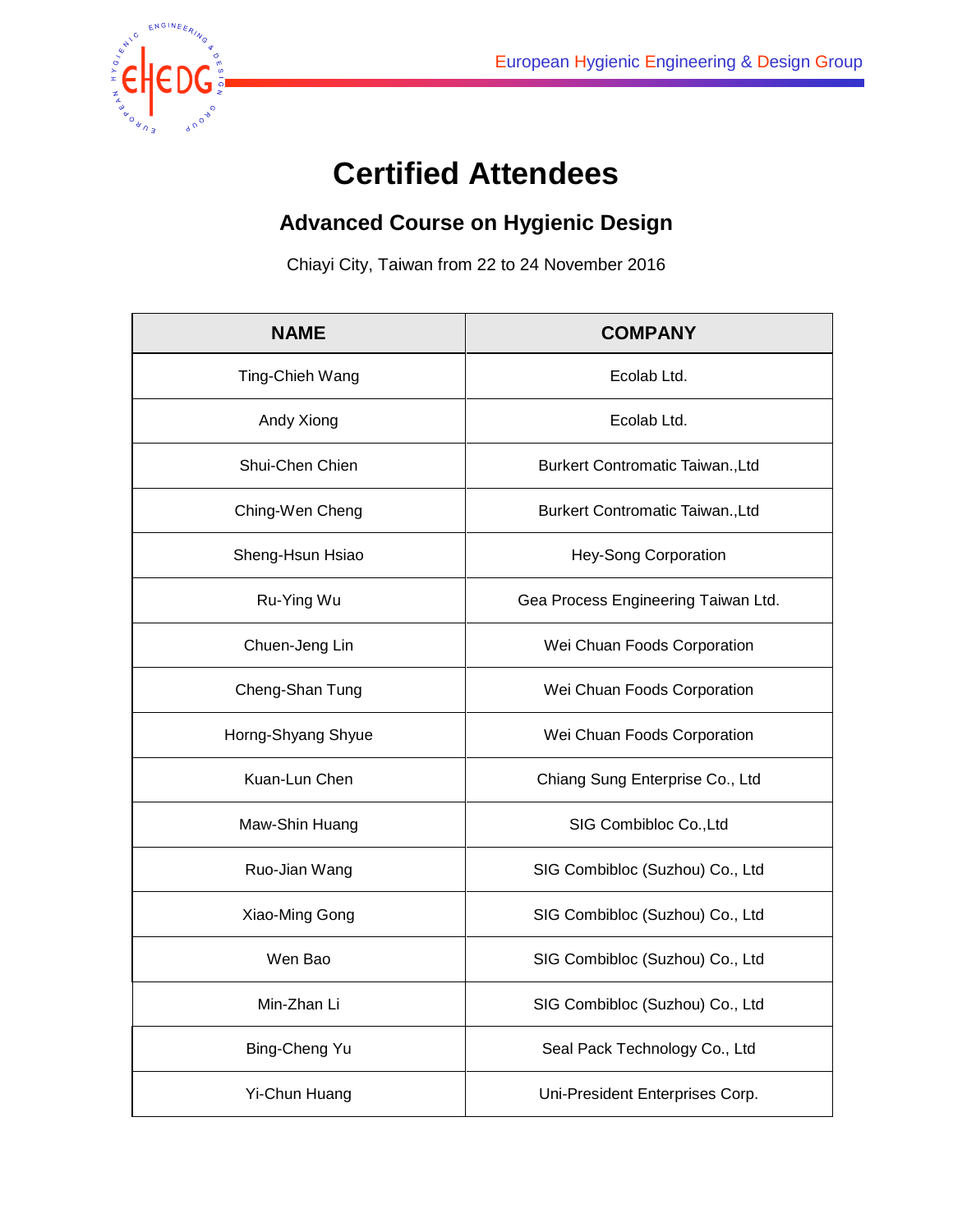European Hygienic Engineering & Design Group

# Certified Attendees

## Advanced Course on Hygienic Design

Chiayi City, Taiwan from 22 to 24 November 2016

| NAME | COMPANY |
|---|---|
| Ting-Chieh Wang | Ecolab Ltd. |
| Andy Xiong | Ecolab Ltd. |
| Shui-Chen Chien | Burkert Contromatic Taiwan.,Ltd |
| Ching-Wen Cheng | Burkert Contromatic Taiwan.,Ltd |
| Sheng-Hsun Hsiao | Hey-Song Corporation |
| Ru-Ying Wu | Gea Process Engineering Taiwan Ltd. |
| Chuen-Jeng Lin | Wei Chuan Foods Corporation |
| Cheng-Shan Tung | Wei Chuan Foods Corporation |
| Horng-Shyang Shyue | Wei Chuan Foods Corporation |
| Kuan-Lun Chen | Chiang Sung Enterprise Co., Ltd |
| Maw-Shin Huang | SIG Combibloc Co.,Ltd |
| Ruo-Jian Wang | SIG Combibloc (Suzhou) Co., Ltd |
| Xiao-Ming Gong | SIG Combibloc (Suzhou) Co., Ltd |
| Wen Bao | SIG Combibloc (Suzhou) Co., Ltd |
| Min-Zhan Li | SIG Combibloc (Suzhou) Co., Ltd |
| Bing-Cheng Yu | Seal Pack Technology Co., Ltd |
| Yi-Chun Huang | Uni-President Enterprises Corp. |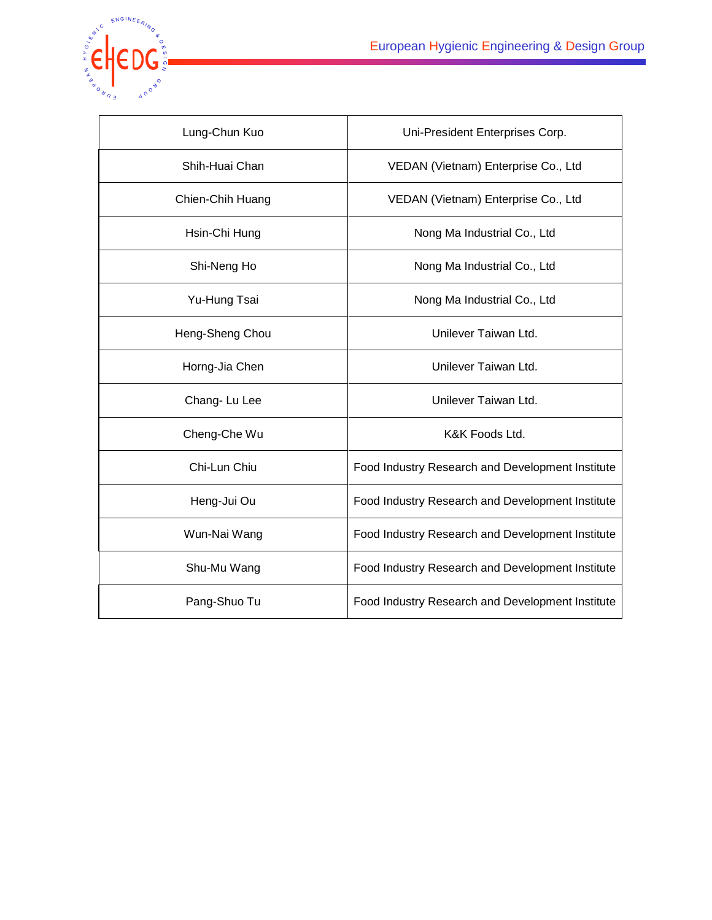| | |
|---|---|
| Lung-Chun Kuo | Uni-President Enterprises Corp. |
| Shih-Huai Chan | VEDAN (Vietnam) Enterprise Co., Ltd |
| Chien-Chih Huang | VEDAN (Vietnam) Enterprise Co., Ltd |
| Hsin-Chi Hung | Nong Ma Industrial Co., Ltd |
| Shi-Neng Ho | Nong Ma Industrial Co., Ltd |
| Yu-Hung Tsai | Nong Ma Industrial Co., Ltd |
| Heng-Sheng Chou | Unilever Taiwan Ltd. |
| Horng-Jia Chen | Unilever Taiwan Ltd. |
| Chang- Lu Lee | Unilever Taiwan Ltd. |
| Cheng-Che Wu | K&K Foods Ltd. |
| Chi-Lun Chiu | Food Industry Research and Development Institute |
| Heng-Jui Ou | Food Industry Research and Development Institute |
| Wun-Nai Wang | Food Industry Research and Development Institute |
| Shu-Mu Wang | Food Industry Research and Development Institute |
| Pang-Shuo Tu | Food Industry Research and Development Institute |